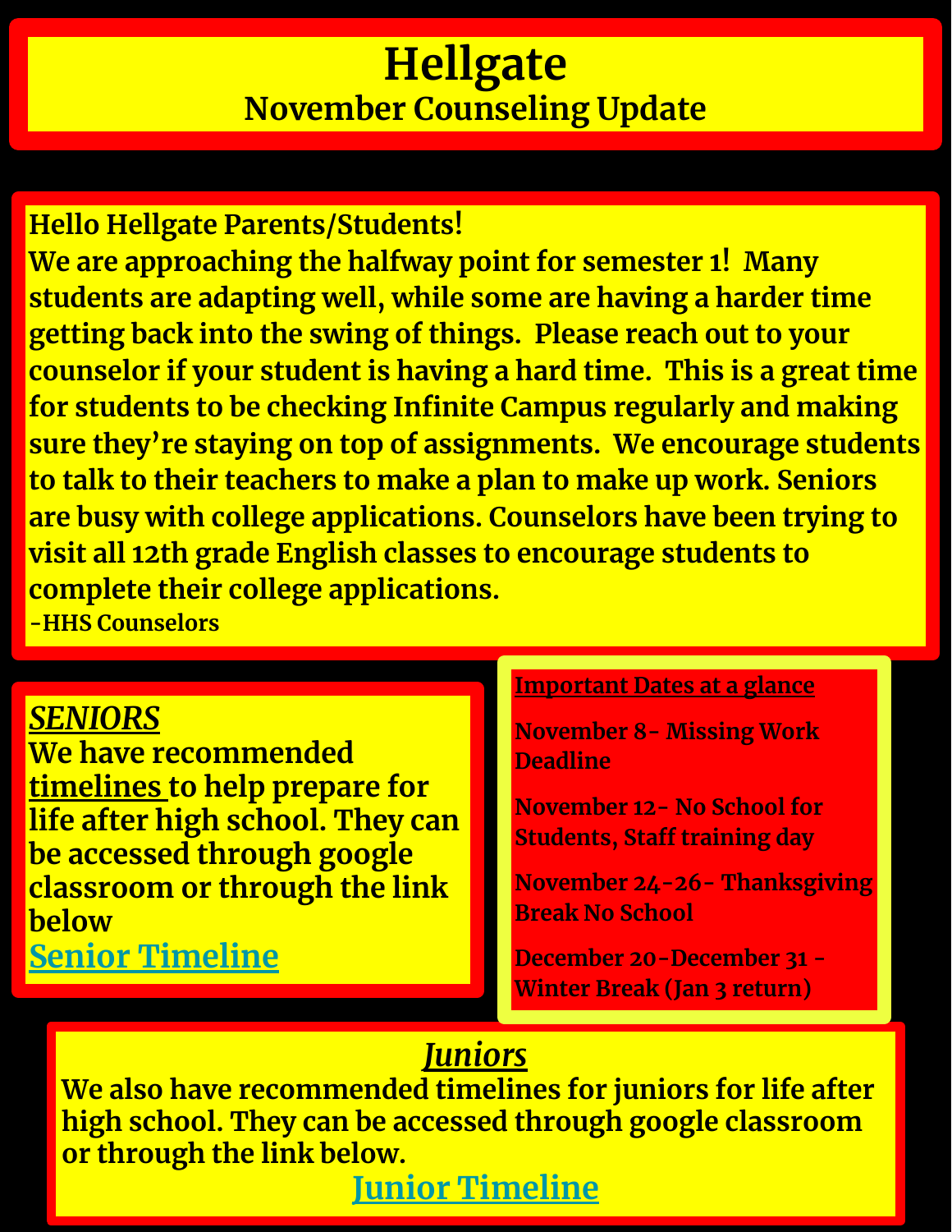# Hellgate

## November Counseling Update

Hello Hellgate Parents/Students!

We are approaching the halfway point for semester 1! Many students are adapting well, while some are having a harder time getting back into the swing of things. Please reach out to your counselor if your student is having a hard time. This is a great time for students to be checking Infinite Campus regularly and making sure they're staying on top of assignments. We encourage students to talk to their teachers to make a plan to make up work. Seniors are busy with college applications. Counselors have been trying to visit all 12th grade English classes to encourage students to complete their college applications.

-HHS Counselors

### *SENIORS*

We have recommended timelines to help prepare for life after high school. They can be accessed through google classroom or through the link below

Senior Timeline

### Important Dates at a glance

November 8- Missing Work Deadline

November 12- No School for Students, Staff training day

November 24-26- Thanksgiving Break No School

December 20-December 31 - Winter Break (Jan 3 return)

### *Juniors*

We also have recommended timelines for juniors for life after high school. They can be accessed through google classroom or through the link below.

Junior Timeline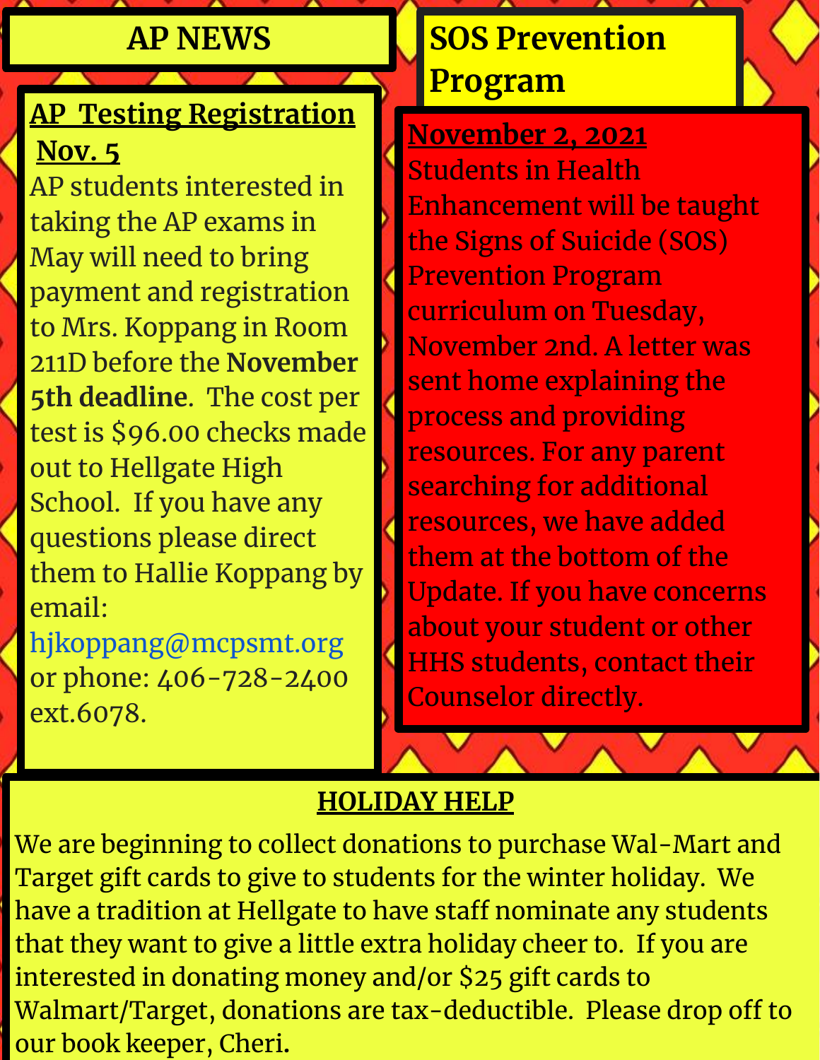# AP NEWS

## AP Testing Registration Nov. 5

AP students interested in taking the AP exams in May will need to bring payment and registration to Mrs. Koppang in Room 211D before the **November 5th deadline**. The cost per test is $96.00 checks made out to Hellgate High School. If you have any questions please direct them to Hallie Koppang by email: hjkoppang@mcpsmt.org or phone: 406-728-2400 ext.6078.

# SOS Prevention Program

## November 2, 2021

Students in Health Enhancement will be taught the Signs of Suicide (SOS) Prevention Program curriculum on Tuesday, November 2nd. A letter was sent home explaining the process and providing resources. For any parent searching for additional resources, we have added them at the bottom of the Update. If you have concerns about your student or other HHS students, contact their Counselor directly.

## HOLIDAY HELP

We are beginning to collect donations to purchase Wal-Mart and Target gift cards to give to students for the winter holiday. We have a tradition at Hellgate to have staff nominate any students that they want to give a little extra holiday cheer to. If you are interested in donating money and/or $25 gift cards to Walmart/Target, donations are tax-deductible. Please drop off to our book keeper, Cheri.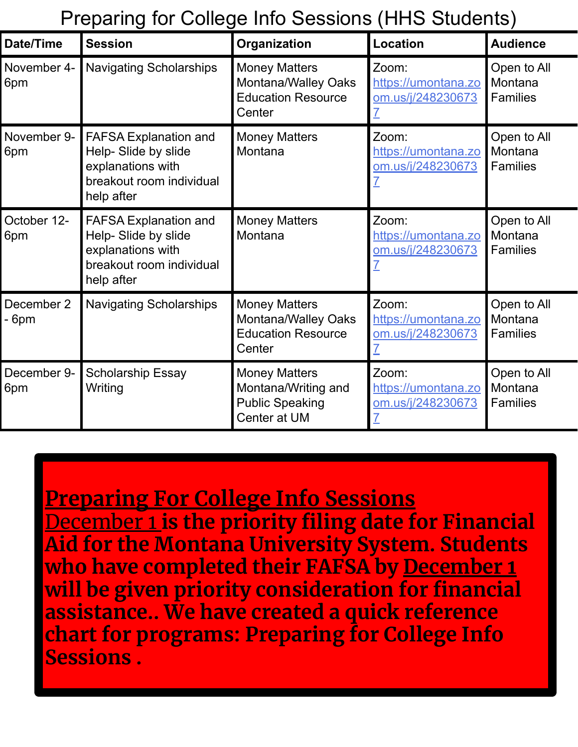# Preparing for College Info Sessions (HHS Students)

| Date/Time | Session | Organization | Location | Audience |
| --- | --- | --- | --- | --- |
| November 4- 6pm | Navigating Scholarships | Money Matters Montana/Walley Oaks Education Resource Center | Zoom: https://umontana.zoom.us/j/2482306737 | Open to All Montana Families |
| November 9- 6pm | FAFSA Explanation and Help- Slide by slide explanations with breakout room individual help after | Money Matters Montana | Zoom: https://umontana.zoom.us/j/2482306737 | Open to All Montana Families |
| October 12- 6pm | FAFSA Explanation and Help- Slide by slide explanations with breakout room individual help after | Money Matters Montana | Zoom: https://umontana.zoom.us/j/2482306737 | Open to All Montana Families |
| December 2 - 6pm | Navigating Scholarships | Money Matters Montana/Walley Oaks Education Resource Center | Zoom: https://umontana.zoom.us/j/2482306737 | Open to All Montana Families |
| December 9- 6pm | Scholarship Essay Writing | Money Matters Montana/Writing and Public Speaking Center at UM | Zoom: https://umontana.zoom.us/j/2482306737 | Open to All Montana Families |

**Preparing For College Info Sessions**

**December 1 is the priority filing date for Financial Aid for the Montana University System. Students who have completed their FAFSA by December 1 will be given priority consideration for financial assistance.. We have created a quick reference chart for programs: Preparing for College Info Sessions .**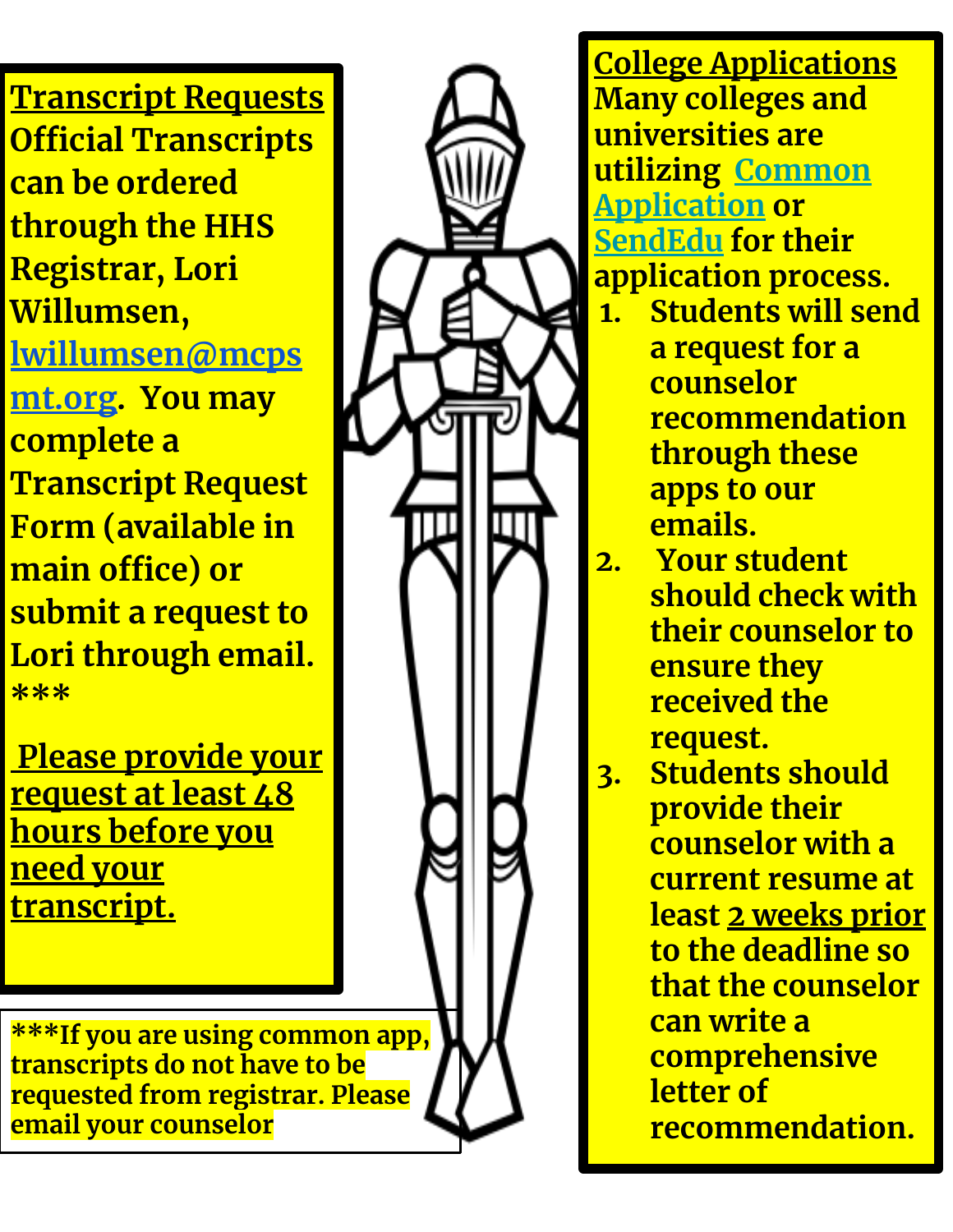## Transcript Requests

**Official Transcripts can be ordered through the HHS Registrar, Lori Willumsen, lwillumsen@mcpsmt.org. You may complete a Transcript Request Form (available in main office) or submit a request to Lori through email.** ***

**Please provide your request at least 48 hours before you need your transcript.**

***If you are using common app, transcripts do not have to be requested from registrar. Please email your counselor

## College Applications

**Many colleges and universities are utilizing Common Application or SendEdu for their application process.**

1. **Students will send a request for a counselor recommendation through these apps to our emails.**
2. **Your student should check with their counselor to ensure they received the request.**
3. **Students should provide their counselor with a current resume at least 2 weeks prior to the deadline so that the counselor can write a comprehensive letter of recommendation.**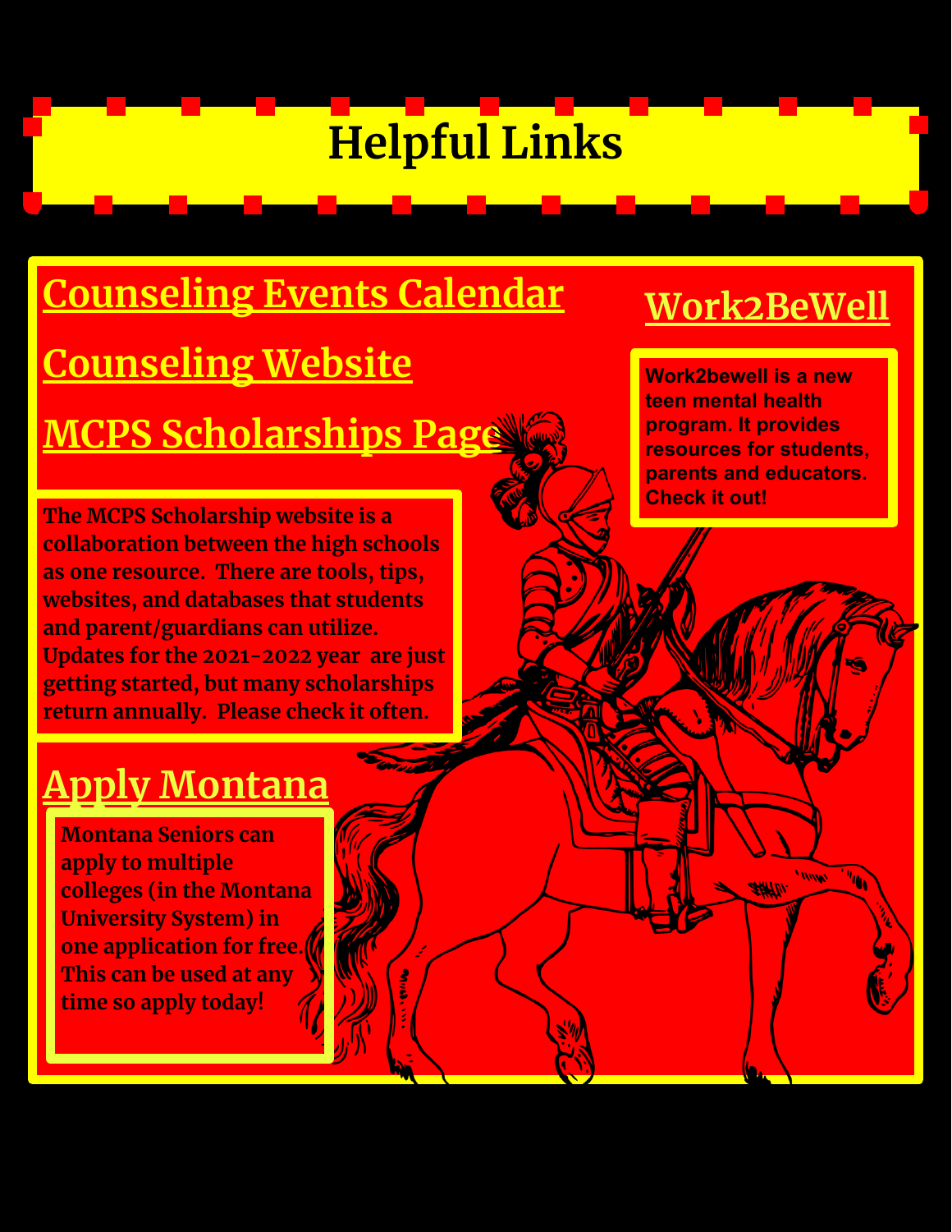# Helpful Links

## Counseling Events Calendar

## Counseling Website

## MCPS Scholarships Page

The MCPS Scholarship website is a collaboration between the high schools as one resource. There are tools, tips, websites, and databases that students and parent/guardians can utilize. Updates for the 2021-2022 year are just getting started, but many scholarships return annually. Please check it often.

## Apply Montana

Montana Seniors can apply to multiple colleges (in the Montana University System) in one application for free. This can be used at any time so apply today!

## Work2BeWell

Work2bewell is a new teen mental health program. It provides resources for students, parents and educators. Check it out!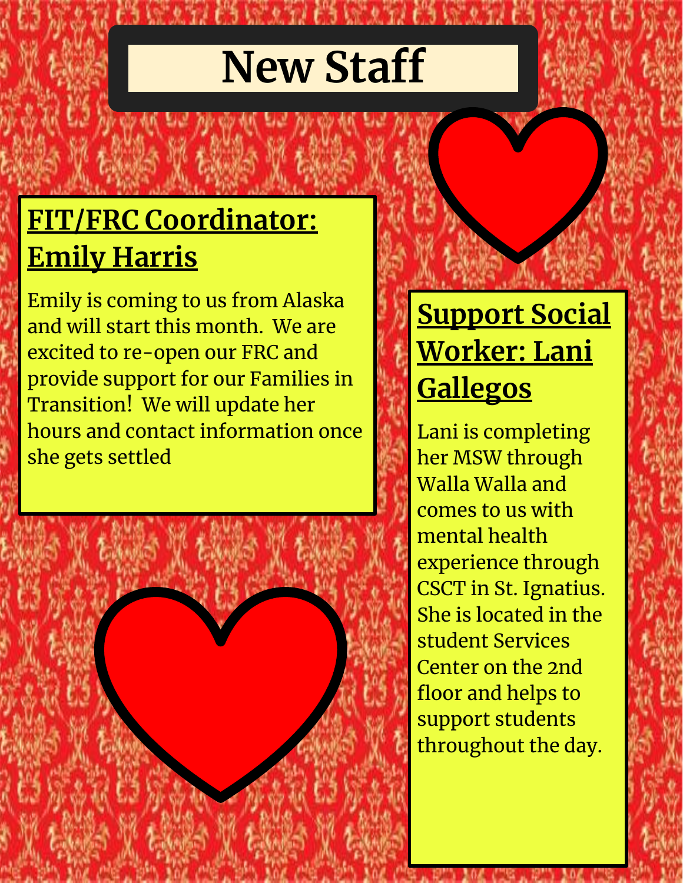# New Staff

## FIT/FRC Coordinator: Emily Harris

Emily is coming to us from Alaska and will start this month. We are excited to re-open our FRC and provide support for our Families in Transition! We will update her hours and contact information once she gets settled

## Support Social Worker: Lani Gallegos

Lani is completing her MSW through Walla Walla and comes to us with mental health experience through CSCT in St. Ignatius. She is located in the student Services Center on the 2nd floor and helps to support students throughout the day.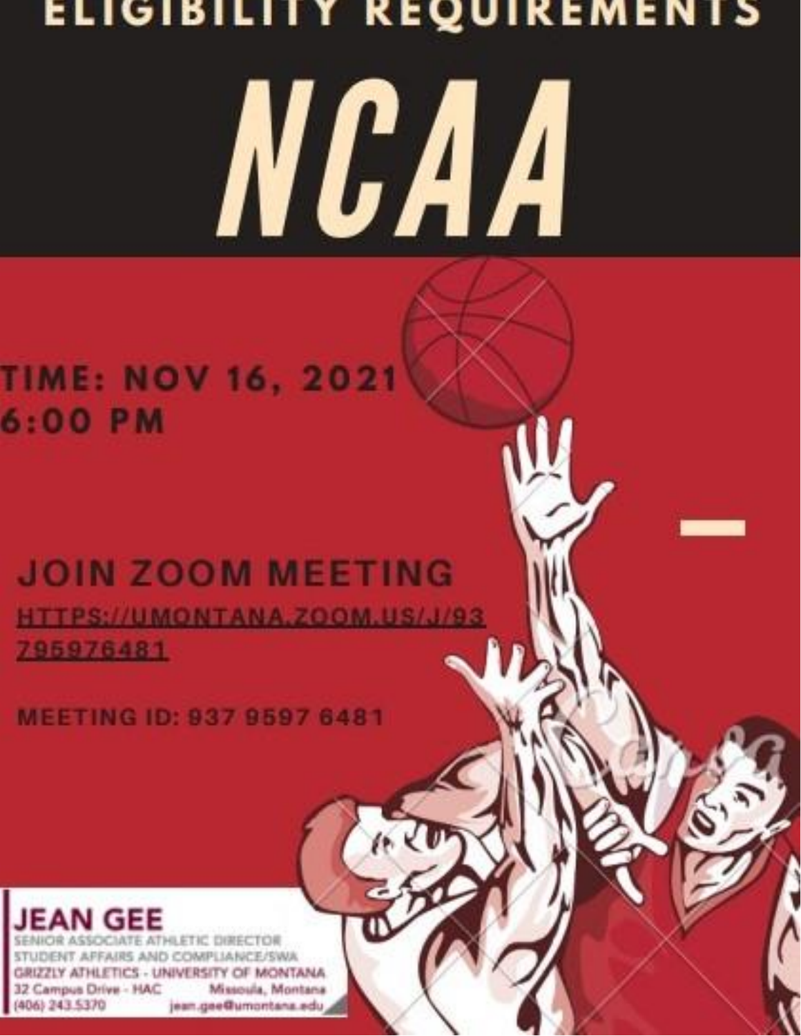# ELIGIBILITY REQUIREMENTS

# NCAA

**TIME: NOV 16, 2021**
**6:00 PM**

## JOIN ZOOM MEETING

HTTPS://UMONTANA.ZOOM.US/J/93795976481

**MEETING ID: 937 9597 6481**

**JEAN GEE**
SENIOR ASSOCIATE ATHLETIC DIRECTOR
STUDENT AFFAIRS AND COMPLIANCE/SWA
GRIZZLY ATHLETICS - UNIVERSITY OF MONTANA
32 Campus Drive - HAC Missoula, Montana
(406) 243.5370 jean.gee@umontana.edu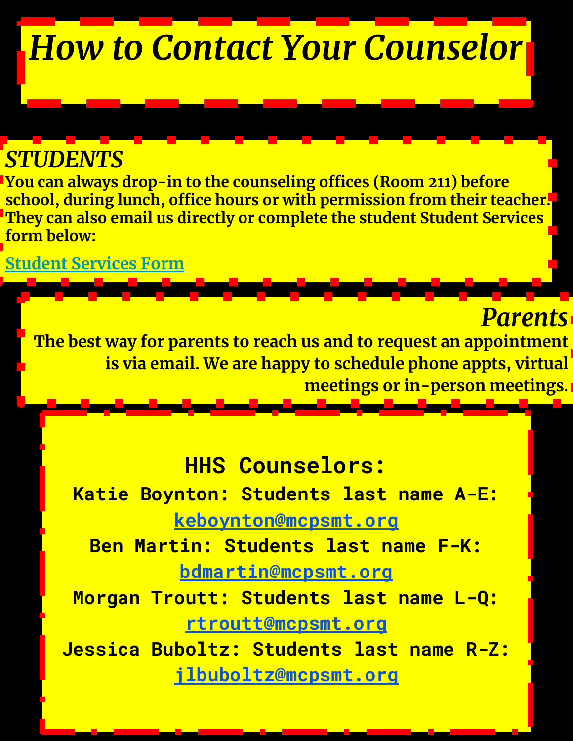# How to Contact Your Counselor

## *STUDENTS*

**You can always drop-in to the counseling offices (Room 211) before school, during lunch, office hours or with permission from their teacher. They can also email us directly or complete the student Student Services form below:**

Student Services Form

## *Parents*

**The best way for parents to reach us and to request an appointment is via email. We are happy to schedule phone appts, virtual meetings or in-person meetings.**

### HHS Counselors:

**Katie Boynton: Students last name A-E:**
keboynton@mcpsmt.org

**Ben Martin: Students last name F-K:**
bdmartin@mcpsmt.org

**Morgan Troutt: Students last name L-Q:**
rtroutt@mcpsmt.org

**Jessica Buboltz: Students last name R-Z:**
jlbuboltz@mcpsmt.org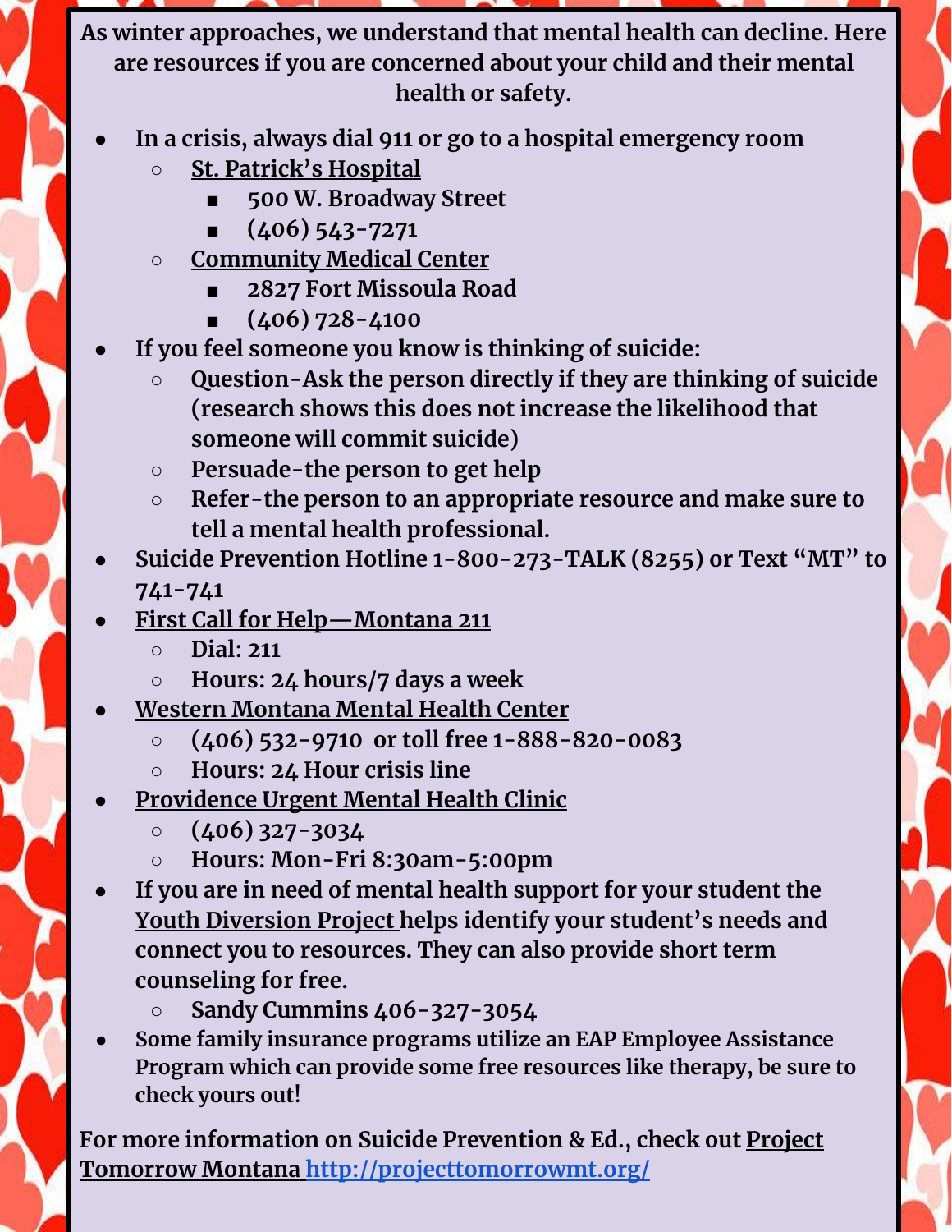**As winter approaches, we understand that mental health can decline. Here are resources if you are concerned about your child and their mental health or safety.**

- **In a crisis, always dial 911 or go to a hospital emergency room**
  - **St. Patrick's Hospital**
    - **500 W. Broadway Street**
    - **(406) 543-7271**
  - **Community Medical Center**
    - **2827 Fort Missoula Road**
    - **(406) 728-4100**
- **If you feel someone you know is thinking of suicide:**
  - **Question-Ask the person directly if they are thinking of suicide (research shows this does not increase the likelihood that someone will commit suicide)**
  - **Persuade-the person to get help**
  - **Refer-the person to an appropriate resource and make sure to tell a mental health professional.**
- **Suicide Prevention Hotline 1-800-273-TALK (8255) or Text "MT" to 741-741**
- **First Call for Help—Montana 211**
  - **Dial: 211**
  - **Hours: 24 hours/7 days a week**
- **Western Montana Mental Health Center**
  - **(406) 532-9710 or toll free 1-888-820-0083**
  - **Hours: 24 Hour crisis line**
- **Providence Urgent Mental Health Clinic**
  - **(406) 327-3034**
  - **Hours: Mon-Fri 8:30am-5:00pm**
- **If you are in need of mental health support for your student the Youth Diversion Project helps identify your student's needs and connect you to resources. They can also provide short term counseling for free.**
  - **Sandy Cummins 406-327-3054**
- **Some family insurance programs utilize an EAP Employee Assistance Program which can provide some free resources like therapy, be sure to check yours out!**

**For more information on Suicide Prevention & Ed., check out Project Tomorrow Montana [http://projecttomorrowmt.org/](http://projecttomorrowmt.org/)**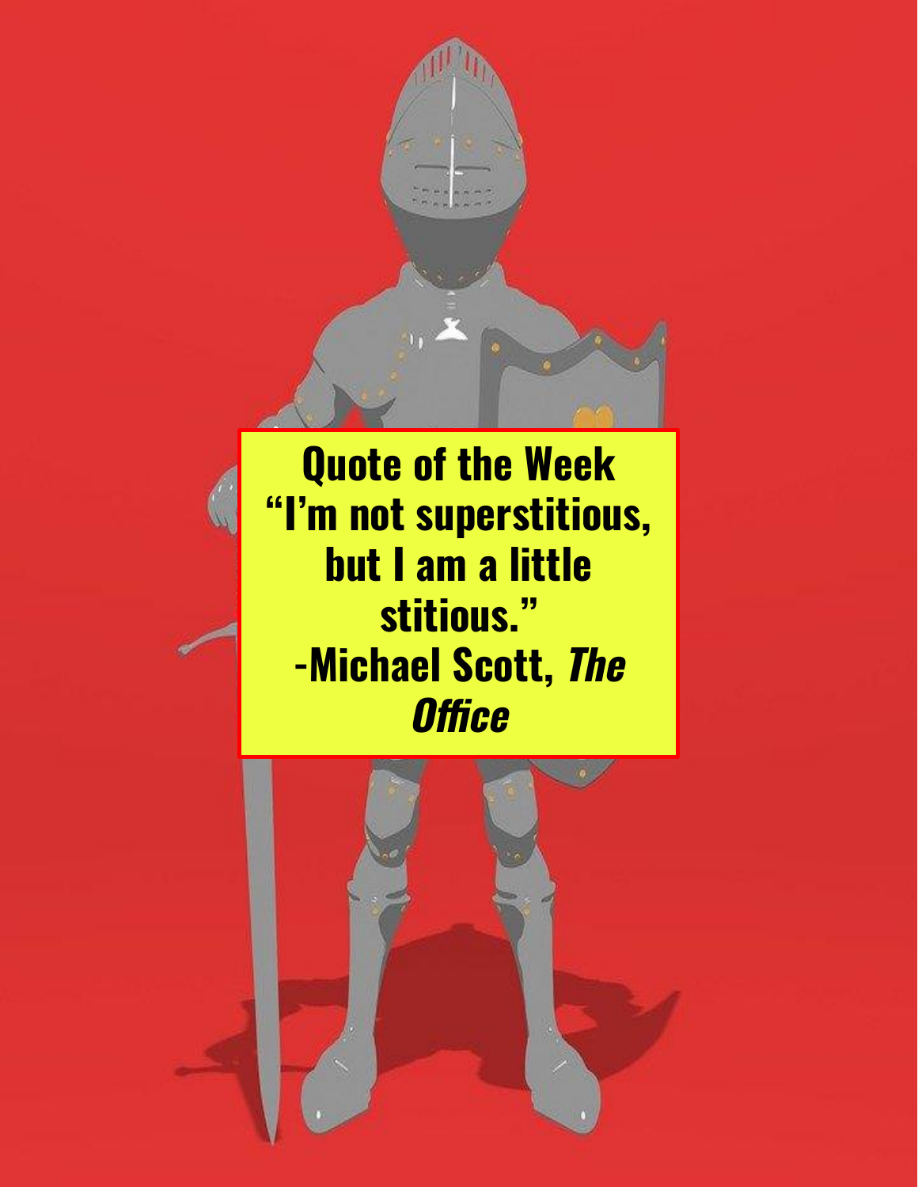**Quote of the Week**

**"I'm not superstitious, but I am a little stitious."**

**-Michael Scott, *The Office***